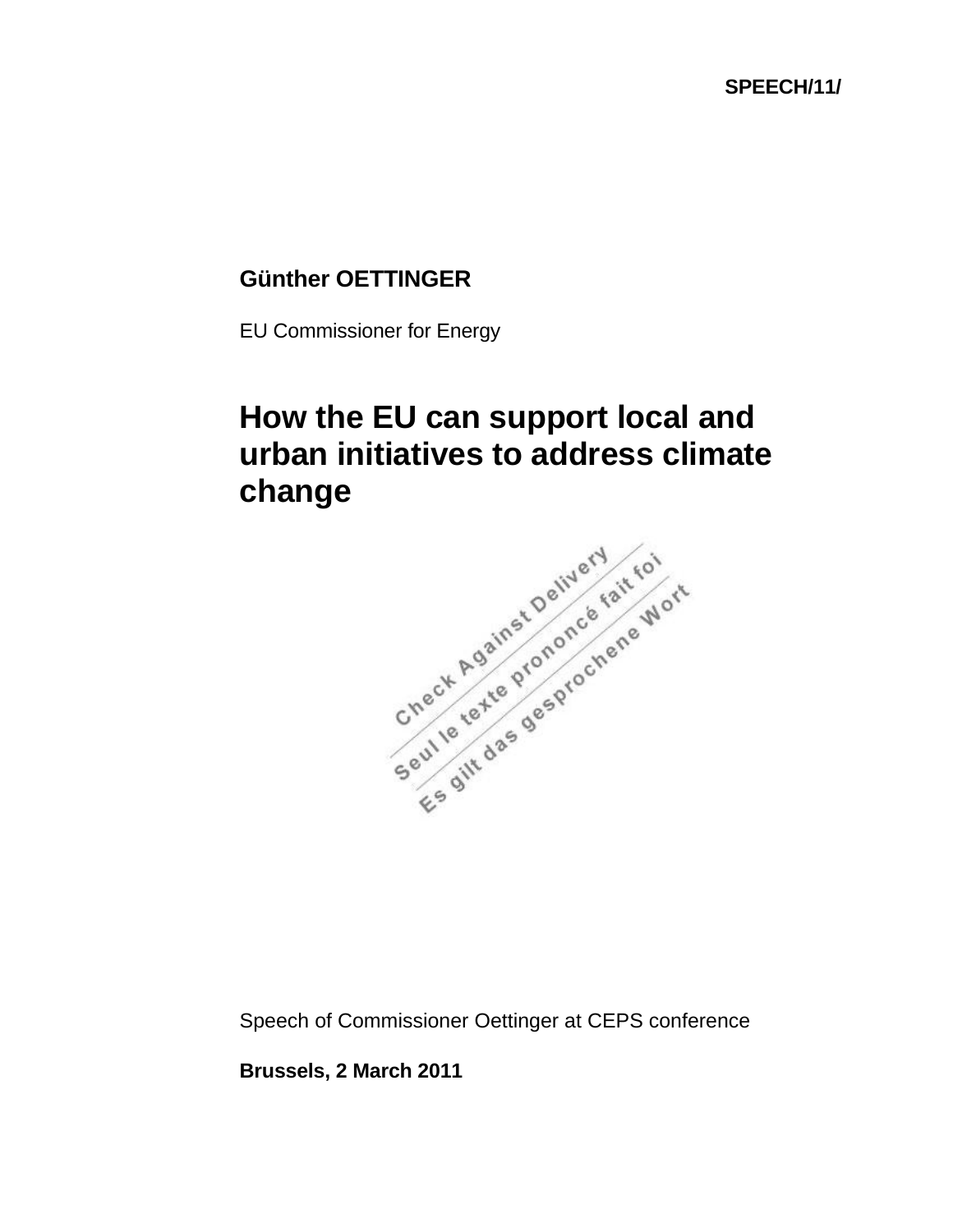**SPEECH/11/**

**Günther OETTINGER**

EU Commissioner for Energy

# How the EU can support local and urban initiatives to address climate change

Check Against Delivery
Seul le texte prononcé fait foi
Es gilt das gesprochene Wort

Speech of Commissioner Oettinger at CEPS conference

**Brussels, 2 March 2011**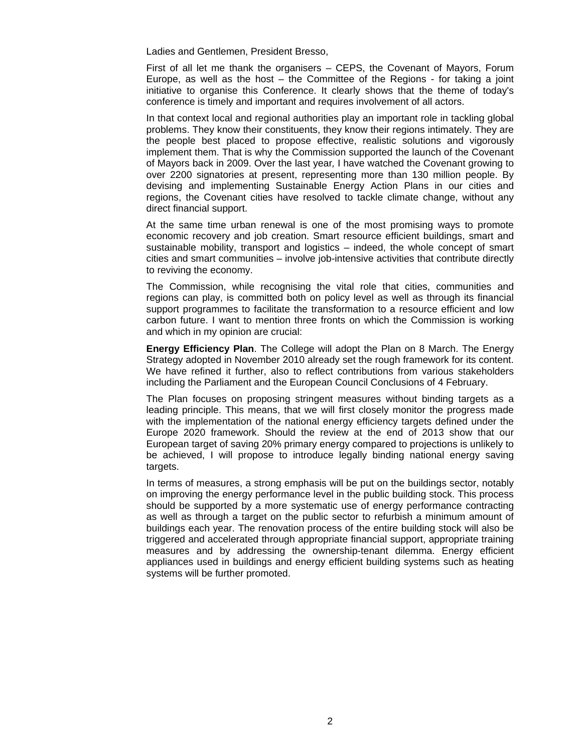Ladies and Gentlemen, President Bresso,

First of all let me thank the organisers – CEPS, the Covenant of Mayors, Forum Europe, as well as the host – the Committee of the Regions - for taking a joint initiative to organise this Conference. It clearly shows that the theme of today's conference is timely and important and requires involvement of all actors.

In that context local and regional authorities play an important role in tackling global problems. They know their constituents, they know their regions intimately. They are the people best placed to propose effective, realistic solutions and vigorously implement them. That is why the Commission supported the launch of the Covenant of Mayors back in 2009. Over the last year, I have watched the Covenant growing to over 2200 signatories at present, representing more than 130 million people. By devising and implementing Sustainable Energy Action Plans in our cities and regions, the Covenant cities have resolved to tackle climate change, without any direct financial support.

At the same time urban renewal is one of the most promising ways to promote economic recovery and job creation. Smart resource efficient buildings, smart and sustainable mobility, transport and logistics – indeed, the whole concept of smart cities and smart communities – involve job-intensive activities that contribute directly to reviving the economy.

The Commission, while recognising the vital role that cities, communities and regions can play, is committed both on policy level as well as through its financial support programmes to facilitate the transformation to a resource efficient and low carbon future. I want to mention three fronts on which the Commission is working and which in my opinion are crucial:

**Energy Efficiency Plan**. The College will adopt the Plan on 8 March. The Energy Strategy adopted in November 2010 already set the rough framework for its content. We have refined it further, also to reflect contributions from various stakeholders including the Parliament and the European Council Conclusions of 4 February.

The Plan focuses on proposing stringent measures without binding targets as a leading principle. This means, that we will first closely monitor the progress made with the implementation of the national energy efficiency targets defined under the Europe 2020 framework. Should the review at the end of 2013 show that our European target of saving 20% primary energy compared to projections is unlikely to be achieved, I will propose to introduce legally binding national energy saving targets.

In terms of measures, a strong emphasis will be put on the buildings sector, notably on improving the energy performance level in the public building stock. This process should be supported by a more systematic use of energy performance contracting as well as through a target on the public sector to refurbish a minimum amount of buildings each year. The renovation process of the entire building stock will also be triggered and accelerated through appropriate financial support, appropriate training measures and by addressing the ownership-tenant dilemma. Energy efficient appliances used in buildings and energy efficient building systems such as heating systems will be further promoted.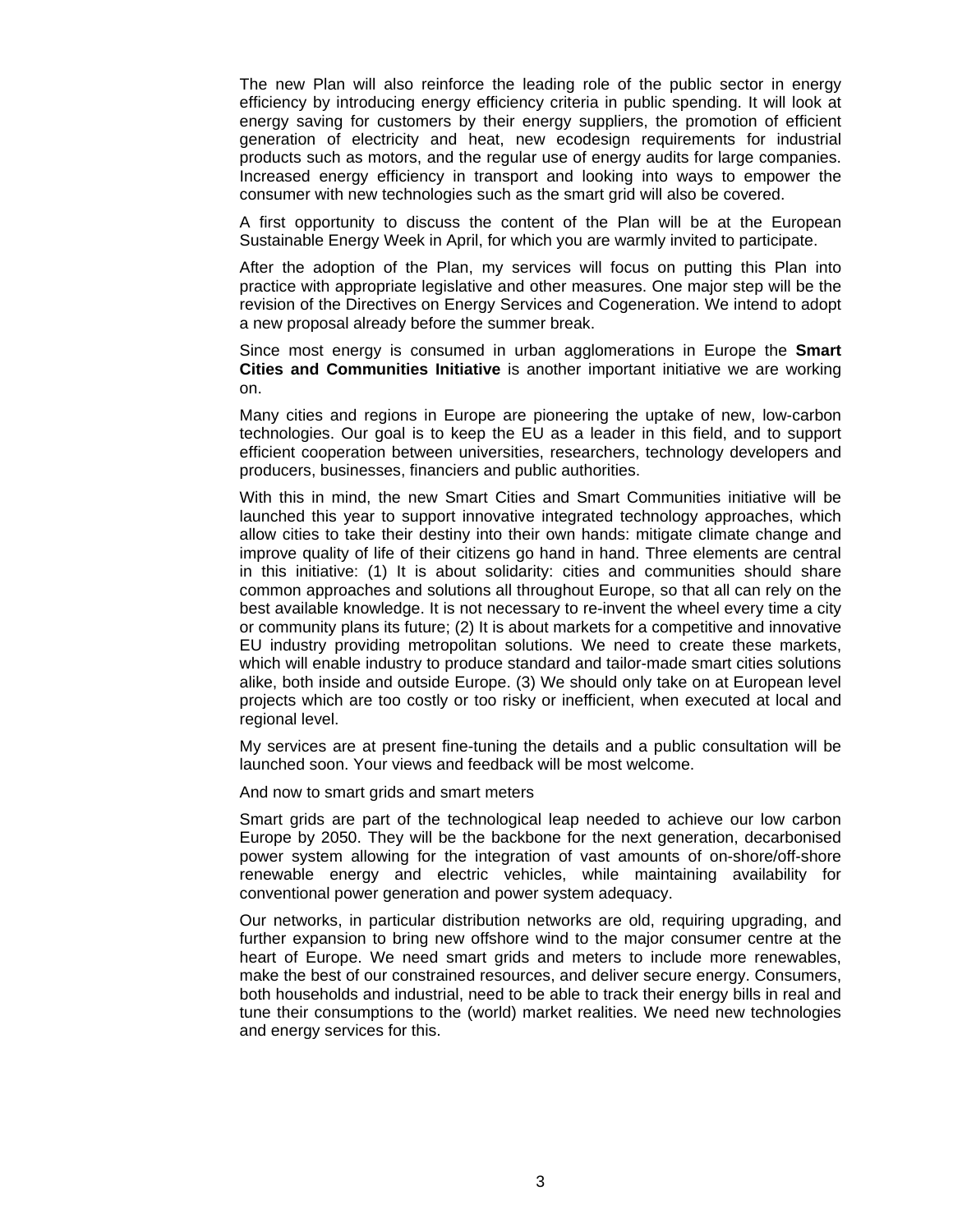The new Plan will also reinforce the leading role of the public sector in energy efficiency by introducing energy efficiency criteria in public spending. It will look at energy saving for customers by their energy suppliers, the promotion of efficient generation of electricity and heat, new ecodesign requirements for industrial products such as motors, and the regular use of energy audits for large companies. Increased energy efficiency in transport and looking into ways to empower the consumer with new technologies such as the smart grid will also be covered.

A first opportunity to discuss the content of the Plan will be at the European Sustainable Energy Week in April, for which you are warmly invited to participate.

After the adoption of the Plan, my services will focus on putting this Plan into practice with appropriate legislative and other measures. One major step will be the revision of the Directives on Energy Services and Cogeneration. We intend to adopt a new proposal already before the summer break.

Since most energy is consumed in urban agglomerations in Europe the **Smart Cities and Communities Initiative** is another important initiative we are working on.

Many cities and regions in Europe are pioneering the uptake of new, low-carbon technologies. Our goal is to keep the EU as a leader in this field, and to support efficient cooperation between universities, researchers, technology developers and producers, businesses, financiers and public authorities.

With this in mind, the new Smart Cities and Smart Communities initiative will be launched this year to support innovative integrated technology approaches, which allow cities to take their destiny into their own hands: mitigate climate change and improve quality of life of their citizens go hand in hand. Three elements are central in this initiative: (1) It is about solidarity: cities and communities should share common approaches and solutions all throughout Europe, so that all can rely on the best available knowledge. It is not necessary to re-invent the wheel every time a city or community plans its future; (2) It is about markets for a competitive and innovative EU industry providing metropolitan solutions. We need to create these markets, which will enable industry to produce standard and tailor-made smart cities solutions alike, both inside and outside Europe. (3) We should only take on at European level projects which are too costly or too risky or inefficient, when executed at local and regional level.

My services are at present fine-tuning the details and a public consultation will be launched soon. Your views and feedback will be most welcome.

And now to smart grids and smart meters

Smart grids are part of the technological leap needed to achieve our low carbon Europe by 2050. They will be the backbone for the next generation, decarbonised power system allowing for the integration of vast amounts of on-shore/off-shore renewable energy and electric vehicles, while maintaining availability for conventional power generation and power system adequacy.

Our networks, in particular distribution networks are old, requiring upgrading, and further expansion to bring new offshore wind to the major consumer centre at the heart of Europe. We need smart grids and meters to include more renewables, make the best of our constrained resources, and deliver secure energy. Consumers, both households and industrial, need to be able to track their energy bills in real and tune their consumptions to the (world) market realities. We need new technologies and energy services for this.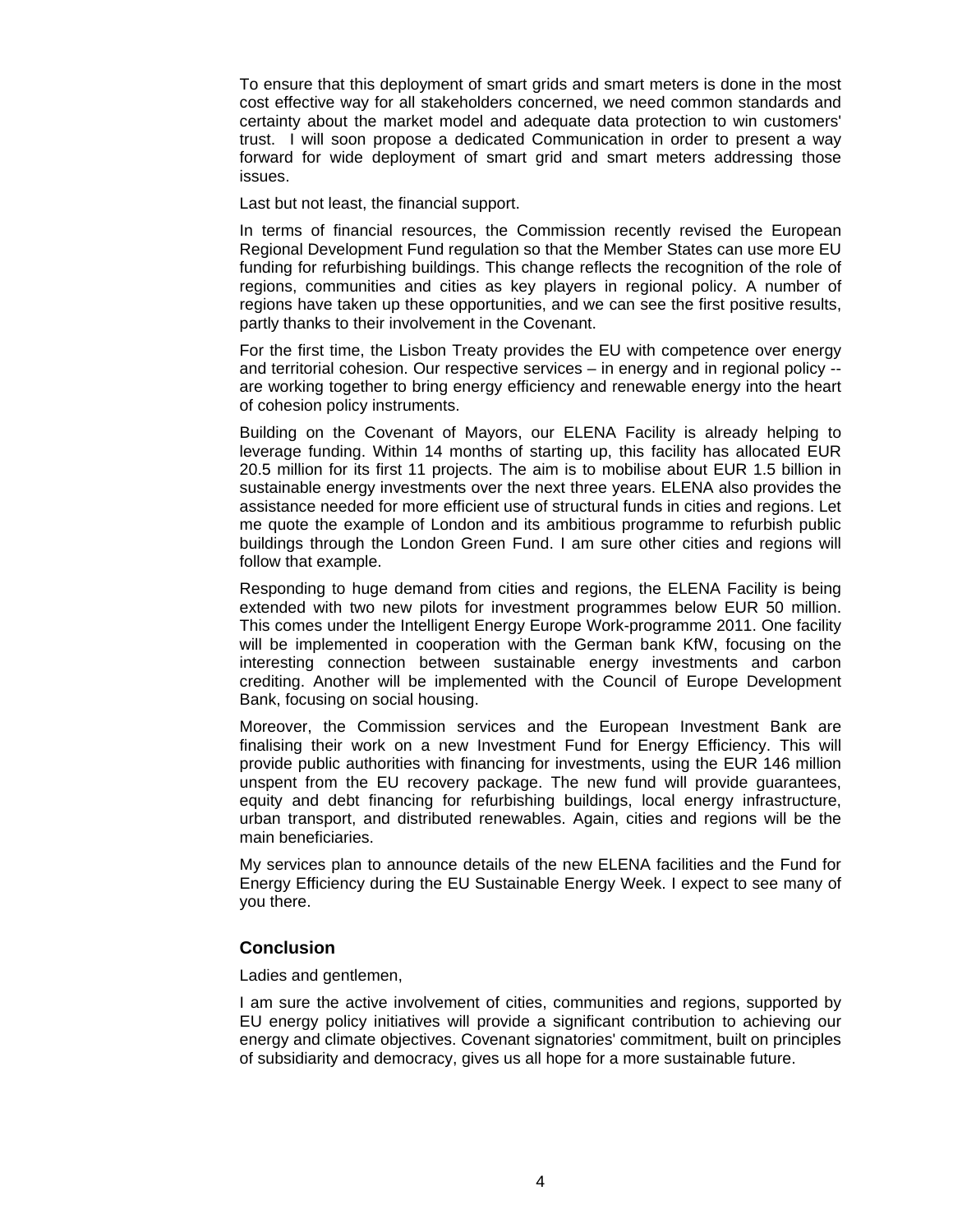To ensure that this deployment of smart grids and smart meters is done in the most cost effective way for all stakeholders concerned, we need common standards and certainty about the market model and adequate data protection to win customers' trust. I will soon propose a dedicated Communication in order to present a way forward for wide deployment of smart grid and smart meters addressing those issues.

Last but not least, the financial support.

In terms of financial resources, the Commission recently revised the European Regional Development Fund regulation so that the Member States can use more EU funding for refurbishing buildings. This change reflects the recognition of the role of regions, communities and cities as key players in regional policy. A number of regions have taken up these opportunities, and we can see the first positive results, partly thanks to their involvement in the Covenant.

For the first time, the Lisbon Treaty provides the EU with competence over energy and territorial cohesion. Our respective services – in energy and in regional policy -- are working together to bring energy efficiency and renewable energy into the heart of cohesion policy instruments.

Building on the Covenant of Mayors, our ELENA Facility is already helping to leverage funding. Within 14 months of starting up, this facility has allocated EUR 20.5 million for its first 11 projects. The aim is to mobilise about EUR 1.5 billion in sustainable energy investments over the next three years. ELENA also provides the assistance needed for more efficient use of structural funds in cities and regions. Let me quote the example of London and its ambitious programme to refurbish public buildings through the London Green Fund. I am sure other cities and regions will follow that example.

Responding to huge demand from cities and regions, the ELENA Facility is being extended with two new pilots for investment programmes below EUR 50 million. This comes under the Intelligent Energy Europe Work-programme 2011. One facility will be implemented in cooperation with the German bank KfW, focusing on the interesting connection between sustainable energy investments and carbon crediting. Another will be implemented with the Council of Europe Development Bank, focusing on social housing.

Moreover, the Commission services and the European Investment Bank are finalising their work on a new Investment Fund for Energy Efficiency. This will provide public authorities with financing for investments, using the EUR 146 million unspent from the EU recovery package. The new fund will provide guarantees, equity and debt financing for refurbishing buildings, local energy infrastructure, urban transport, and distributed renewables. Again, cities and regions will be the main beneficiaries.

My services plan to announce details of the new ELENA facilities and the Fund for Energy Efficiency during the EU Sustainable Energy Week. I expect to see many of you there.

## Conclusion

Ladies and gentlemen,

I am sure the active involvement of cities, communities and regions, supported by EU energy policy initiatives will provide a significant contribution to achieving our energy and climate objectives. Covenant signatories' commitment, built on principles of subsidiarity and democracy, gives us all hope for a more sustainable future.